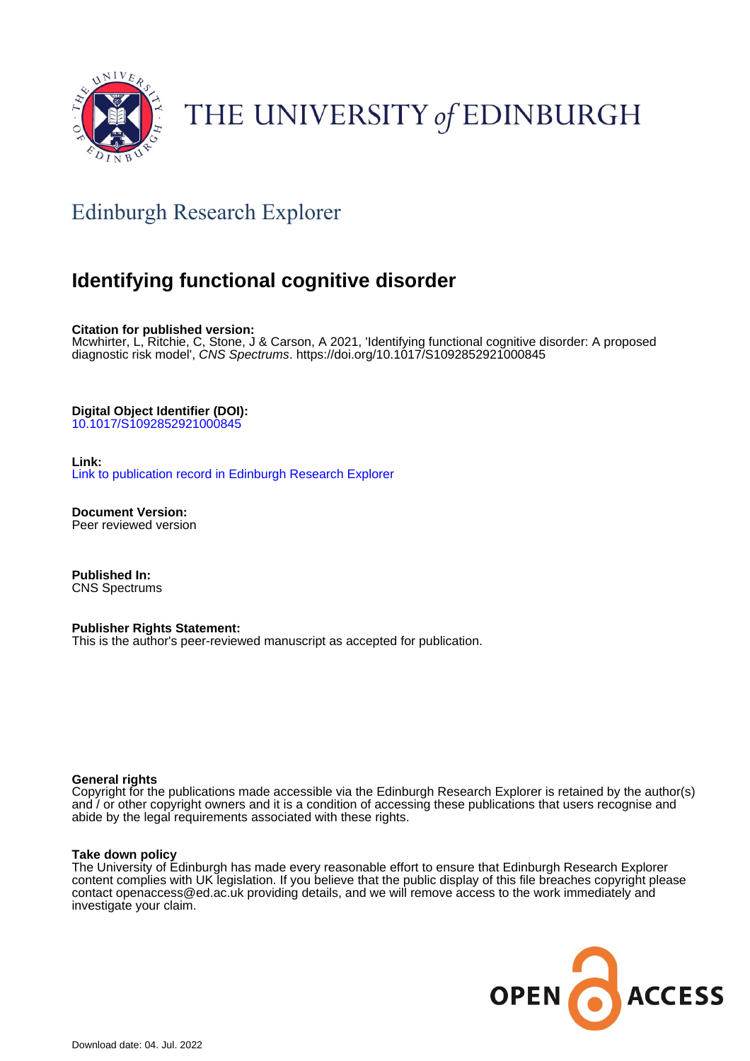THE UNIVERSITY *of* EDINBURGH

## Edinburgh Research Explorer

# Identifying functional cognitive disorder

**Citation for published version:**
Mcwhirter, L, Ritchie, C, Stone, J & Carson, A 2021, 'Identifying functional cognitive disorder: A proposed diagnostic risk model', *CNS Spectrums*. https://doi.org/10.1017/S1092852921000845

**Digital Object Identifier (DOI):**
10.1017/S1092852921000845

**Link:**
Link to publication record in Edinburgh Research Explorer

**Document Version:**
Peer reviewed version

**Published In:**
CNS Spectrums

**Publisher Rights Statement:**
This is the author's peer-reviewed manuscript as accepted for publication.

**General rights**
Copyright for the publications made accessible via the Edinburgh Research Explorer is retained by the author(s) and / or other copyright owners and it is a condition of accessing these publications that users recognise and abide by the legal requirements associated with these rights.

**Take down policy**
The University of Edinburgh has made every reasonable effort to ensure that Edinburgh Research Explorer content complies with UK legislation. If you believe that the public display of this file breaches copyright please contact openaccess@ed.ac.uk providing details, and we will remove access to the work immediately and investigate your claim.

Download date: 04. Jul. 2022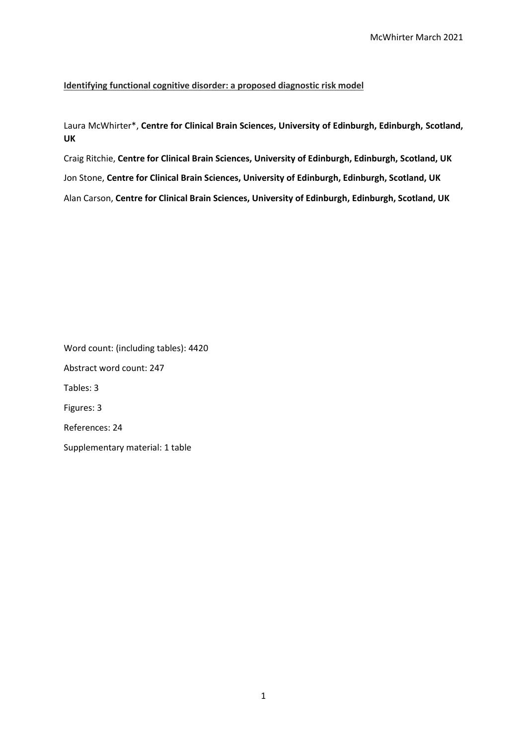**Identifying functional cognitive disorder: a proposed diagnostic risk model**

Laura McWhirter*, **Centre for Clinical Brain Sciences, University of Edinburgh, Edinburgh, Scotland, UK**

Craig Ritchie, **Centre for Clinical Brain Sciences, University of Edinburgh, Edinburgh, Scotland, UK**

Jon Stone, **Centre for Clinical Brain Sciences, University of Edinburgh, Edinburgh, Scotland, UK**

Alan Carson, **Centre for Clinical Brain Sciences, University of Edinburgh, Edinburgh, Scotland, UK**

Word count: (including tables): 4420

Abstract word count: 247

Tables: 3

Figures: 3

References: 24

Supplementary material: 1 table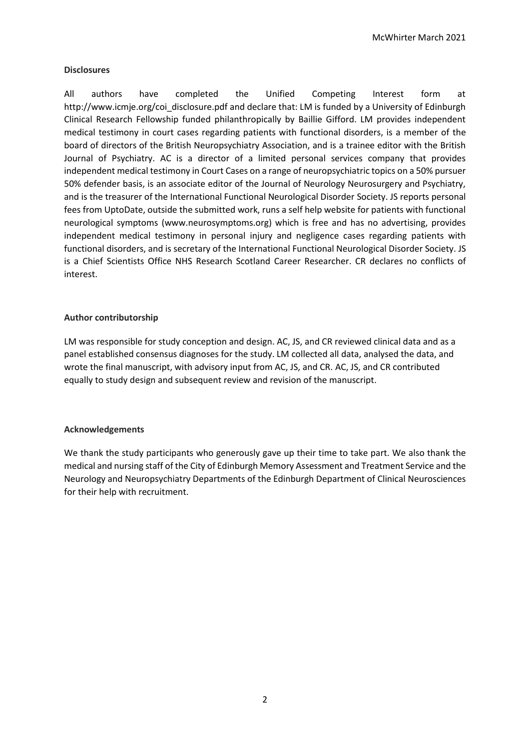**Disclosures**

All authors have completed the Unified Competing Interest form at http://www.icmje.org/coi_disclosure.pdf and declare that: LM is funded by a University of Edinburgh Clinical Research Fellowship funded philanthropically by Baillie Gifford. LM provides independent medical testimony in court cases regarding patients with functional disorders, is a member of the board of directors of the British Neuropsychiatry Association, and is a trainee editor with the British Journal of Psychiatry. AC is a director of a limited personal services company that provides independent medical testimony in Court Cases on a range of neuropsychiatric topics on a 50% pursuer 50% defender basis, is an associate editor of the Journal of Neurology Neurosurgery and Psychiatry, and is the treasurer of the International Functional Neurological Disorder Society. JS reports personal fees from UptoDate, outside the submitted work, runs a self help website for patients with functional neurological symptoms (www.neurosymptoms.org) which is free and has no advertising, provides independent medical testimony in personal injury and negligence cases regarding patients with functional disorders, and is secretary of the International Functional Neurological Disorder Society. JS is a Chief Scientists Office NHS Research Scotland Career Researcher. CR declares no conflicts of interest.

**Author contributorship**

LM was responsible for study conception and design. AC, JS, and CR reviewed clinical data and as a panel established consensus diagnoses for the study. LM collected all data, analysed the data, and wrote the final manuscript, with advisory input from AC, JS, and CR. AC, JS, and CR contributed equally to study design and subsequent review and revision of the manuscript.

**Acknowledgements**

We thank the study participants who generously gave up their time to take part. We also thank the medical and nursing staff of the City of Edinburgh Memory Assessment and Treatment Service and the Neurology and Neuropsychiatry Departments of the Edinburgh Department of Clinical Neurosciences for their help with recruitment.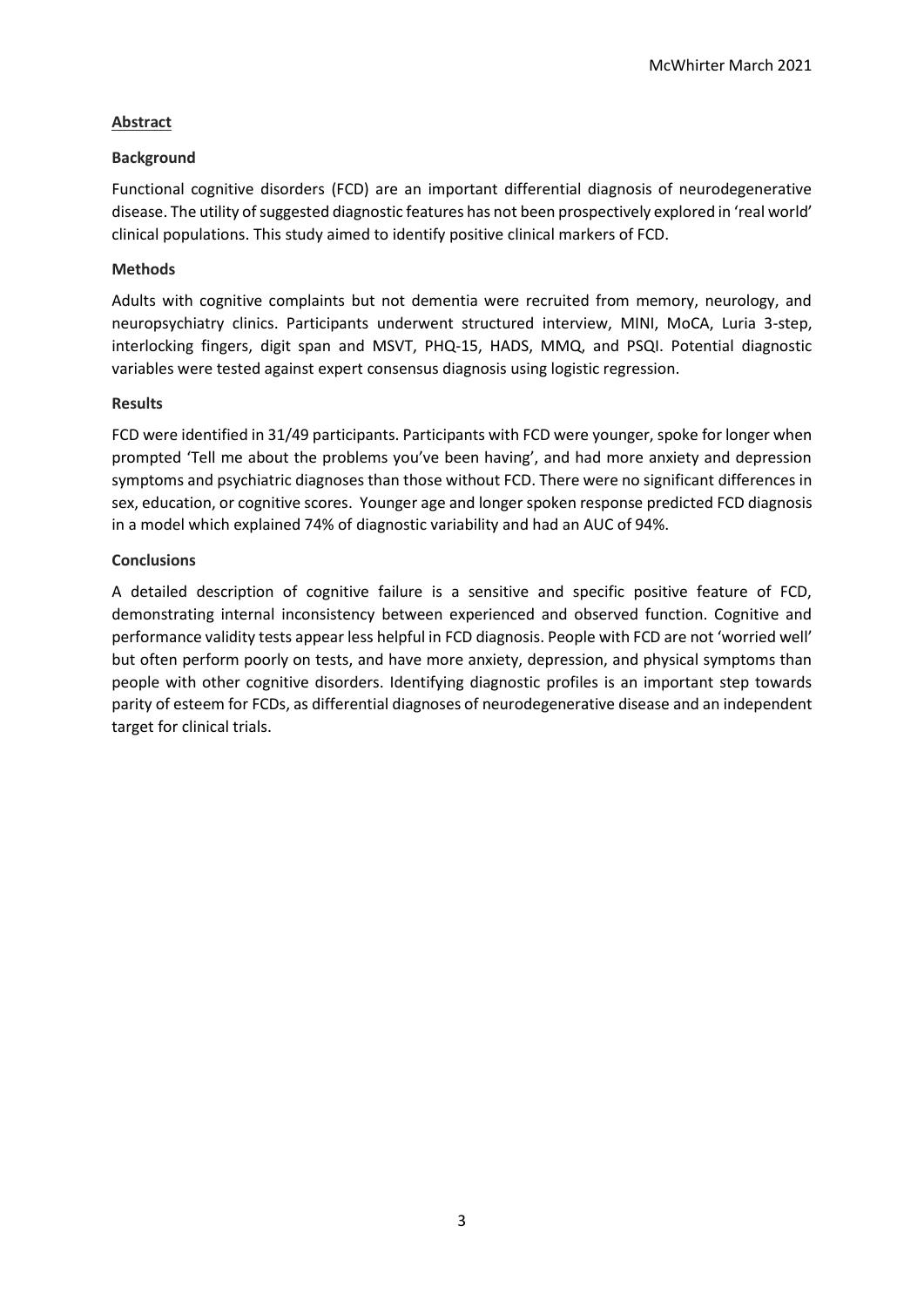## Abstract

### Background

Functional cognitive disorders (FCD) are an important differential diagnosis of neurodegenerative disease. The utility of suggested diagnostic features has not been prospectively explored in 'real world' clinical populations. This study aimed to identify positive clinical markers of FCD.

### Methods

Adults with cognitive complaints but not dementia were recruited from memory, neurology, and neuropsychiatry clinics. Participants underwent structured interview, MINI, MoCA, Luria 3-step, interlocking fingers, digit span and MSVT, PHQ-15, HADS, MMQ, and PSQI. Potential diagnostic variables were tested against expert consensus diagnosis using logistic regression.

### Results

FCD were identified in 31/49 participants. Participants with FCD were younger, spoke for longer when prompted 'Tell me about the problems you've been having', and had more anxiety and depression symptoms and psychiatric diagnoses than those without FCD. There were no significant differences in sex, education, or cognitive scores. Younger age and longer spoken response predicted FCD diagnosis in a model which explained 74% of diagnostic variability and had an AUC of 94%.

### Conclusions

A detailed description of cognitive failure is a sensitive and specific positive feature of FCD, demonstrating internal inconsistency between experienced and observed function. Cognitive and performance validity tests appear less helpful in FCD diagnosis. People with FCD are not 'worried well' but often perform poorly on tests, and have more anxiety, depression, and physical symptoms than people with other cognitive disorders. Identifying diagnostic profiles is an important step towards parity of esteem for FCDs, as differential diagnoses of neurodegenerative disease and an independent target for clinical trials.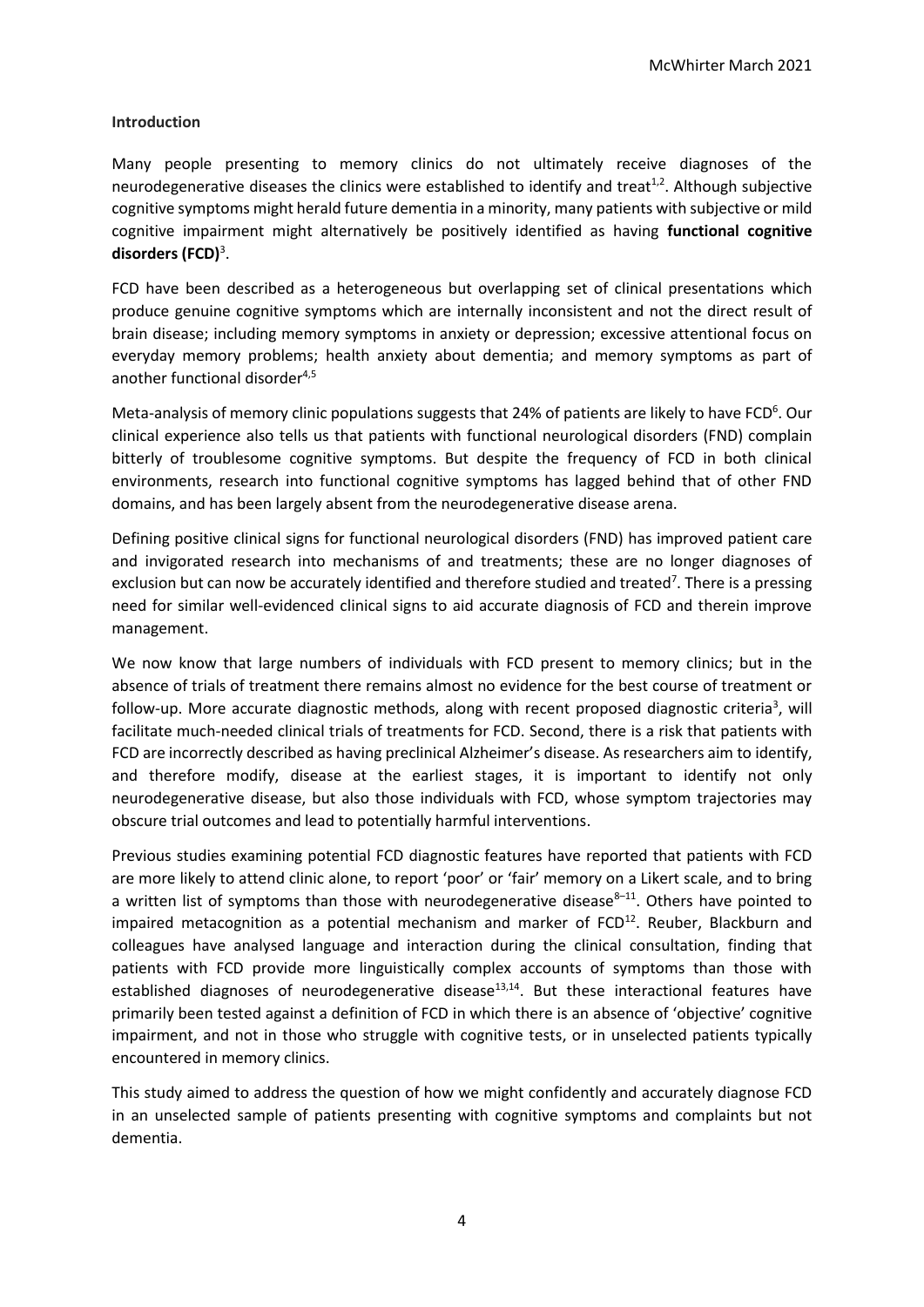**Introduction**

Many people presenting to memory clinics do not ultimately receive diagnoses of the neurodegenerative diseases the clinics were established to identify and treat[1,2]. Although subjective cognitive symptoms might herald future dementia in a minority, many patients with subjective or mild cognitive impairment might alternatively be positively identified as having **functional cognitive disorders (FCD)**[3].

FCD have been described as a heterogeneous but overlapping set of clinical presentations which produce genuine cognitive symptoms which are internally inconsistent and not the direct result of brain disease; including memory symptoms in anxiety or depression; excessive attentional focus on everyday memory problems; health anxiety about dementia; and memory symptoms as part of another functional disorder[4,5]

Meta-analysis of memory clinic populations suggests that 24% of patients are likely to have FCD[6]. Our clinical experience also tells us that patients with functional neurological disorders (FND) complain bitterly of troublesome cognitive symptoms. But despite the frequency of FCD in both clinical environments, research into functional cognitive symptoms has lagged behind that of other FND domains, and has been largely absent from the neurodegenerative disease arena.

Defining positive clinical signs for functional neurological disorders (FND) has improved patient care and invigorated research into mechanisms of and treatments; these are no longer diagnoses of exclusion but can now be accurately identified and therefore studied and treated[7]. There is a pressing need for similar well-evidenced clinical signs to aid accurate diagnosis of FCD and therein improve management.

We now know that large numbers of individuals with FCD present to memory clinics; but in the absence of trials of treatment there remains almost no evidence for the best course of treatment or follow-up. More accurate diagnostic methods, along with recent proposed diagnostic criteria[3], will facilitate much-needed clinical trials of treatments for FCD. Second, there is a risk that patients with FCD are incorrectly described as having preclinical Alzheimer's disease. As researchers aim to identify, and therefore modify, disease at the earliest stages, it is important to identify not only neurodegenerative disease, but also those individuals with FCD, whose symptom trajectories may obscure trial outcomes and lead to potentially harmful interventions.

Previous studies examining potential FCD diagnostic features have reported that patients with FCD are more likely to attend clinic alone, to report 'poor' or 'fair' memory on a Likert scale, and to bring a written list of symptoms than those with neurodegenerative disease[8–11]. Others have pointed to impaired metacognition as a potential mechanism and marker of FCD[12]. Reuber, Blackburn and colleagues have analysed language and interaction during the clinical consultation, finding that patients with FCD provide more linguistically complex accounts of symptoms than those with established diagnoses of neurodegenerative disease[13,14]. But these interactional features have primarily been tested against a definition of FCD in which there is an absence of 'objective' cognitive impairment, and not in those who struggle with cognitive tests, or in unselected patients typically encountered in memory clinics.

This study aimed to address the question of how we might confidently and accurately diagnose FCD in an unselected sample of patients presenting with cognitive symptoms and complaints but not dementia.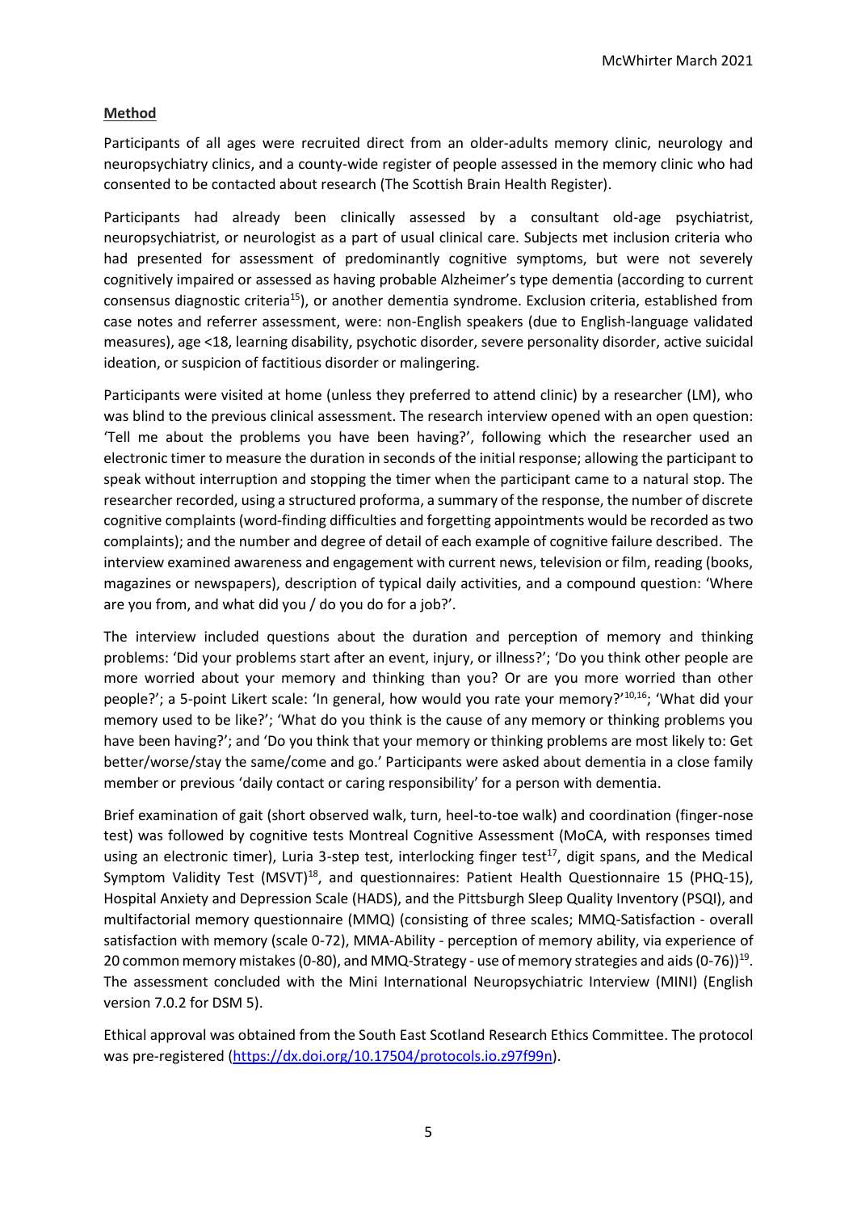## Method

Participants of all ages were recruited direct from an older-adults memory clinic, neurology and neuropsychiatry clinics, and a county-wide register of people assessed in the memory clinic who had consented to be contacted about research (The Scottish Brain Health Register).

Participants had already been clinically assessed by a consultant old-age psychiatrist, neuropsychiatrist, or neurologist as a part of usual clinical care. Subjects met inclusion criteria who had presented for assessment of predominantly cognitive symptoms, but were not severely cognitively impaired or assessed as having probable Alzheimer's type dementia (according to current consensus diagnostic criteria[15]), or another dementia syndrome. Exclusion criteria, established from case notes and referrer assessment, were: non-English speakers (due to English-language validated measures), age <18, learning disability, psychotic disorder, severe personality disorder, active suicidal ideation, or suspicion of factitious disorder or malingering.

Participants were visited at home (unless they preferred to attend clinic) by a researcher (LM), who was blind to the previous clinical assessment. The research interview opened with an open question: 'Tell me about the problems you have been having?', following which the researcher used an electronic timer to measure the duration in seconds of the initial response; allowing the participant to speak without interruption and stopping the timer when the participant came to a natural stop. The researcher recorded, using a structured proforma, a summary of the response, the number of discrete cognitive complaints (word-finding difficulties and forgetting appointments would be recorded as two complaints); and the number and degree of detail of each example of cognitive failure described. The interview examined awareness and engagement with current news, television or film, reading (books, magazines or newspapers), description of typical daily activities, and a compound question: 'Where are you from, and what did you / do you do for a job?'.

The interview included questions about the duration and perception of memory and thinking problems: 'Did your problems start after an event, injury, or illness?'; 'Do you think other people are more worried about your memory and thinking than you? Or are you more worried than other people?'; a 5-point Likert scale: 'In general, how would you rate your memory?'[10,16]; 'What did your memory used to be like?'; 'What do you think is the cause of any memory or thinking problems you have been having?'; and 'Do you think that your memory or thinking problems are most likely to: Get better/worse/stay the same/come and go.' Participants were asked about dementia in a close family member or previous 'daily contact or caring responsibility' for a person with dementia.

Brief examination of gait (short observed walk, turn, heel-to-toe walk) and coordination (finger-nose test) was followed by cognitive tests Montreal Cognitive Assessment (MoCA, with responses timed using an electronic timer), Luria 3-step test, interlocking finger test[17], digit spans, and the Medical Symptom Validity Test (MSVT)[18], and questionnaires: Patient Health Questionnaire 15 (PHQ-15), Hospital Anxiety and Depression Scale (HADS), and the Pittsburgh Sleep Quality Inventory (PSQI), and multifactorial memory questionnaire (MMQ) (consisting of three scales; MMQ-Satisfaction - overall satisfaction with memory (scale 0-72), MMA-Ability - perception of memory ability, via experience of 20 common memory mistakes (0-80), and MMQ-Strategy - use of memory strategies and aids (0-76))[19]. The assessment concluded with the Mini International Neuropsychiatric Interview (MINI) (English version 7.0.2 for DSM 5).

Ethical approval was obtained from the South East Scotland Research Ethics Committee. The protocol was pre-registered (https://dx.doi.org/10.17504/protocols.io.z97f99n).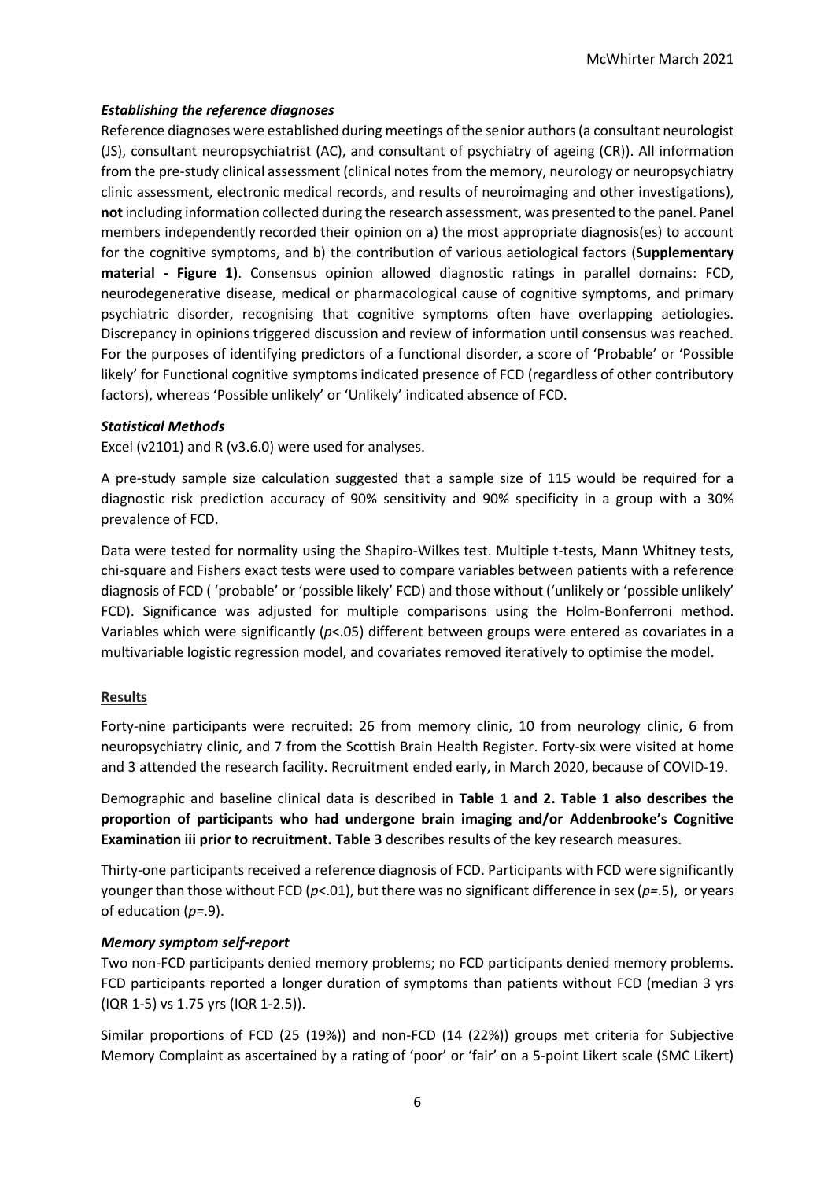### *Establishing the reference diagnoses*

Reference diagnoses were established during meetings of the senior authors (a consultant neurologist (JS), consultant neuropsychiatrist (AC), and consultant of psychiatry of ageing (CR)). All information from the pre-study clinical assessment (clinical notes from the memory, neurology or neuropsychiatry clinic assessment, electronic medical records, and results of neuroimaging and other investigations), **not** including information collected during the research assessment, was presented to the panel. Panel members independently recorded their opinion on a) the most appropriate diagnosis(es) to account for the cognitive symptoms, and b) the contribution of various aetiological factors (**Supplementary material - Figure 1)**. Consensus opinion allowed diagnostic ratings in parallel domains: FCD, neurodegenerative disease, medical or pharmacological cause of cognitive symptoms, and primary psychiatric disorder, recognising that cognitive symptoms often have overlapping aetiologies. Discrepancy in opinions triggered discussion and review of information until consensus was reached. For the purposes of identifying predictors of a functional disorder, a score of 'Probable' or 'Possible likely' for Functional cognitive symptoms indicated presence of FCD (regardless of other contributory factors), whereas 'Possible unlikely' or 'Unlikely' indicated absence of FCD.

### *Statistical Methods*

Excel (v2101) and R (v3.6.0) were used for analyses.

A pre-study sample size calculation suggested that a sample size of 115 would be required for a diagnostic risk prediction accuracy of 90% sensitivity and 90% specificity in a group with a 30% prevalence of FCD.

Data were tested for normality using the Shapiro-Wilkes test. Multiple t-tests, Mann Whitney tests, chi-square and Fishers exact tests were used to compare variables between patients with a reference diagnosis of FCD ( 'probable' or 'possible likely' FCD) and those without ('unlikely or 'possible unlikely' FCD). Significance was adjusted for multiple comparisons using the Holm-Bonferroni method. Variables which were significantly ($p<.05$) different between groups were entered as covariates in a multivariable logistic regression model, and covariates removed iteratively to optimise the model.

## Results

Forty-nine participants were recruited: 26 from memory clinic, 10 from neurology clinic, 6 from neuropsychiatry clinic, and 7 from the Scottish Brain Health Register. Forty-six were visited at home and 3 attended the research facility. Recruitment ended early, in March 2020, because of COVID-19.

Demographic and baseline clinical data is described in **Table 1 and 2. Table 1 also describes the proportion of participants who had undergone brain imaging and/or Addenbrooke's Cognitive Examination iii prior to recruitment. Table 3** describes results of the key research measures.

Thirty-one participants received a reference diagnosis of FCD. Participants with FCD were significantly younger than those without FCD ($p<.01$), but there was no significant difference in sex ($p=.5$), or years of education ($p=.9$).

### *Memory symptom self-report*

Two non-FCD participants denied memory problems; no FCD participants denied memory problems. FCD participants reported a longer duration of symptoms than patients without FCD (median 3 yrs (IQR 1-5) vs 1.75 yrs (IQR 1-2.5)).

Similar proportions of FCD (25 (19%)) and non-FCD (14 (22%)) groups met criteria for Subjective Memory Complaint as ascertained by a rating of 'poor' or 'fair' on a 5-point Likert scale (SMC Likert)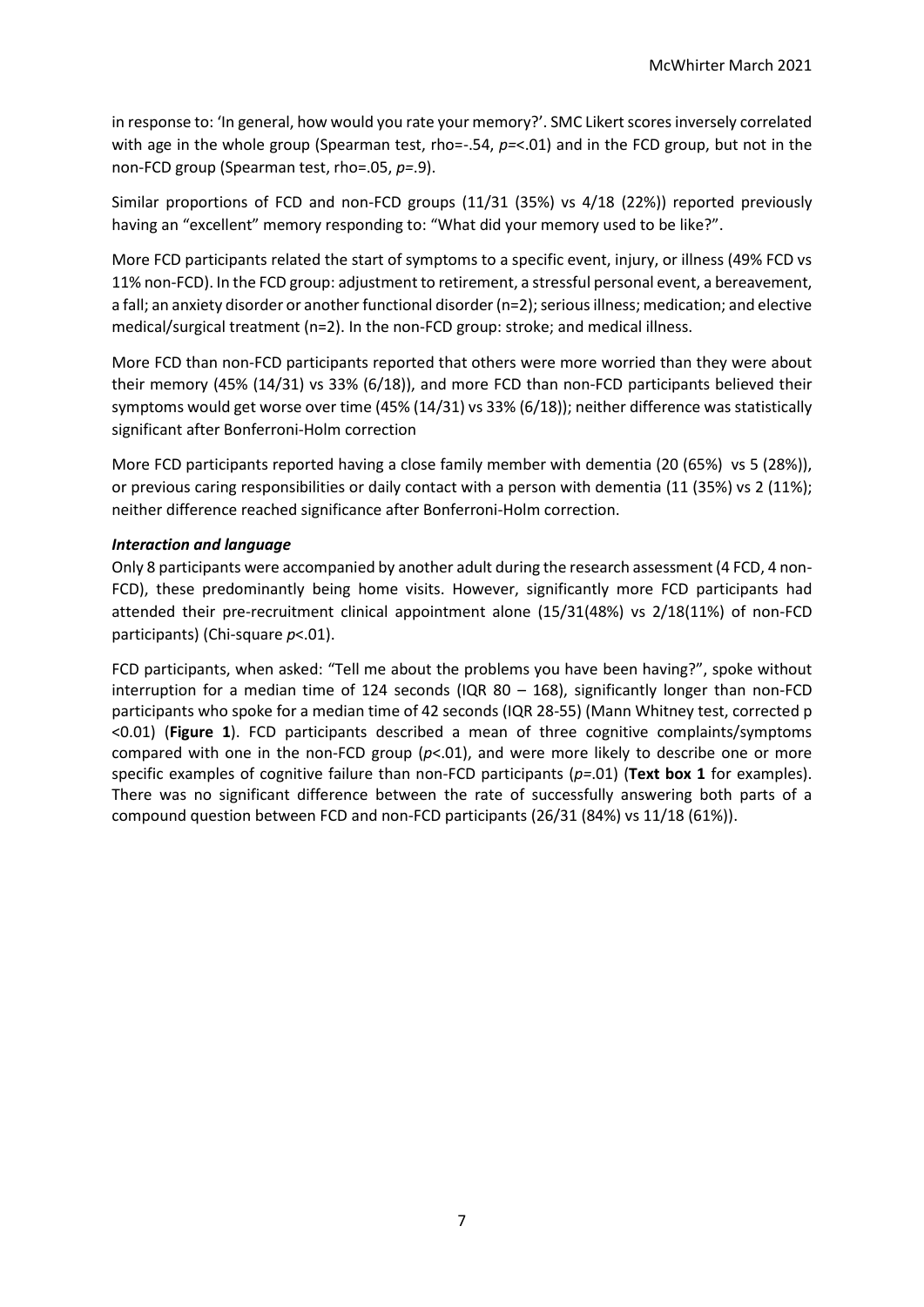in response to: 'In general, how would you rate your memory?'. SMC Likert scores inversely correlated with age in the whole group (Spearman test, rho=-.54, $p$=<.01) and in the FCD group, but not in the non-FCD group (Spearman test, rho=.05, $p$=.9).

Similar proportions of FCD and non-FCD groups (11/31 (35%) vs 4/18 (22%)) reported previously having an "excellent" memory responding to: "What did your memory used to be like?".

More FCD participants related the start of symptoms to a specific event, injury, or illness (49% FCD vs 11% non-FCD). In the FCD group: adjustment to retirement, a stressful personal event, a bereavement, a fall; an anxiety disorder or another functional disorder (n=2); serious illness; medication; and elective medical/surgical treatment (n=2). In the non-FCD group: stroke; and medical illness.

More FCD than non-FCD participants reported that others were more worried than they were about their memory (45% (14/31) vs 33% (6/18)), and more FCD than non-FCD participants believed their symptoms would get worse over time (45% (14/31) vs 33% (6/18)); neither difference was statistically significant after Bonferroni-Holm correction

More FCD participants reported having a close family member with dementia (20 (65%) vs 5 (28%)), or previous caring responsibilities or daily contact with a person with dementia (11 (35%) vs 2 (11%); neither difference reached significance after Bonferroni-Holm correction.

***Interaction and language***

Only 8 participants were accompanied by another adult during the research assessment (4 FCD, 4 non-FCD), these predominantly being home visits. However, significantly more FCD participants had attended their pre-recruitment clinical appointment alone (15/31(48%) vs 2/18(11%) of non-FCD participants) (Chi-square $p$<.01).

FCD participants, when asked: "Tell me about the problems you have been having?", spoke without interruption for a median time of 124 seconds (IQR 80 – 168), significantly longer than non-FCD participants who spoke for a median time of 42 seconds (IQR 28-55) (Mann Whitney test, corrected p <0.01) (**Figure 1**). FCD participants described a mean of three cognitive complaints/symptoms compared with one in the non-FCD group ($p$<.01), and were more likely to describe one or more specific examples of cognitive failure than non-FCD participants ($p$=.01) (**Text box 1** for examples). There was no significant difference between the rate of successfully answering both parts of a compound question between FCD and non-FCD participants (26/31 (84%) vs 11/18 (61%)).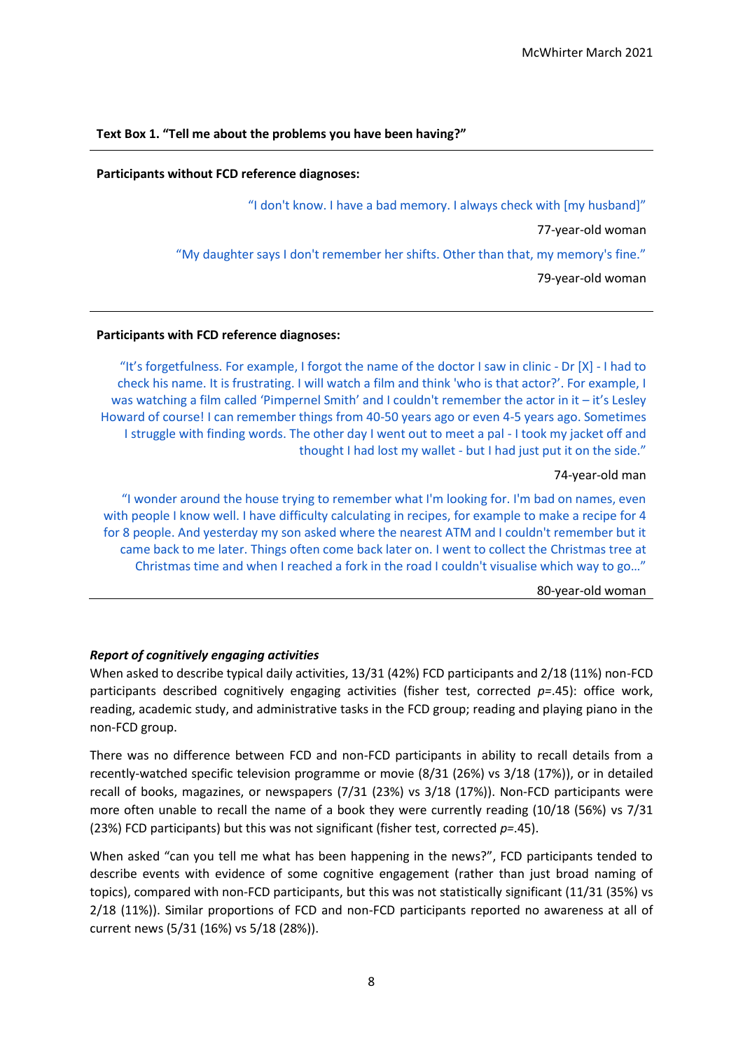**Text Box 1. "Tell me about the problems you have been having?"**

---

**Participants without FCD reference diagnoses:**

"I don't know. I have a bad memory. I always check with [my husband]"

77-year-old woman

"My daughter says I don't remember her shifts. Other than that, my memory's fine."

79-year-old woman

---

**Participants with FCD reference diagnoses:**

"It's forgetfulness. For example, I forgot the name of the doctor I saw in clinic - Dr [X] - I had to check his name. It is frustrating. I will watch a film and think 'who is that actor?'. For example, I was watching a film called 'Pimpernel Smith' and I couldn't remember the actor in it – it's Lesley Howard of course! I can remember things from 40-50 years ago or even 4-5 years ago. Sometimes I struggle with finding words. The other day I went out to meet a pal - I took my jacket off and thought I had lost my wallet - but I had just put it on the side."

74-year-old man

"I wonder around the house trying to remember what I'm looking for. I'm bad on names, even with people I know well. I have difficulty calculating in recipes, for example to make a recipe for 4 for 8 people. And yesterday my son asked where the nearest ATM and I couldn't remember but it came back to me later. Things often come back later on. I went to collect the Christmas tree at Christmas time and when I reached a fork in the road I couldn't visualise which way to go…"

80-year-old woman

---

***Report of cognitively engaging activities***

When asked to describe typical daily activities, 13/31 (42%) FCD participants and 2/18 (11%) non-FCD participants described cognitively engaging activities (fisher test, corrected $p$=.45): office work, reading, academic study, and administrative tasks in the FCD group; reading and playing piano in the non-FCD group.

There was no difference between FCD and non-FCD participants in ability to recall details from a recently-watched specific television programme or movie (8/31 (26%) vs 3/18 (17%)), or in detailed recall of books, magazines, or newspapers (7/31 (23%) vs 3/18 (17%)). Non-FCD participants were more often unable to recall the name of a book they were currently reading (10/18 (56%) vs 7/31 (23%) FCD participants) but this was not significant (fisher test, corrected $p$=.45).

When asked "can you tell me what has been happening in the news?", FCD participants tended to describe events with evidence of some cognitive engagement (rather than just broad naming of topics), compared with non-FCD participants, but this was not statistically significant (11/31 (35%) vs 2/18 (11%)). Similar proportions of FCD and non-FCD participants reported no awareness at all of current news (5/31 (16%) vs 5/18 (28%)).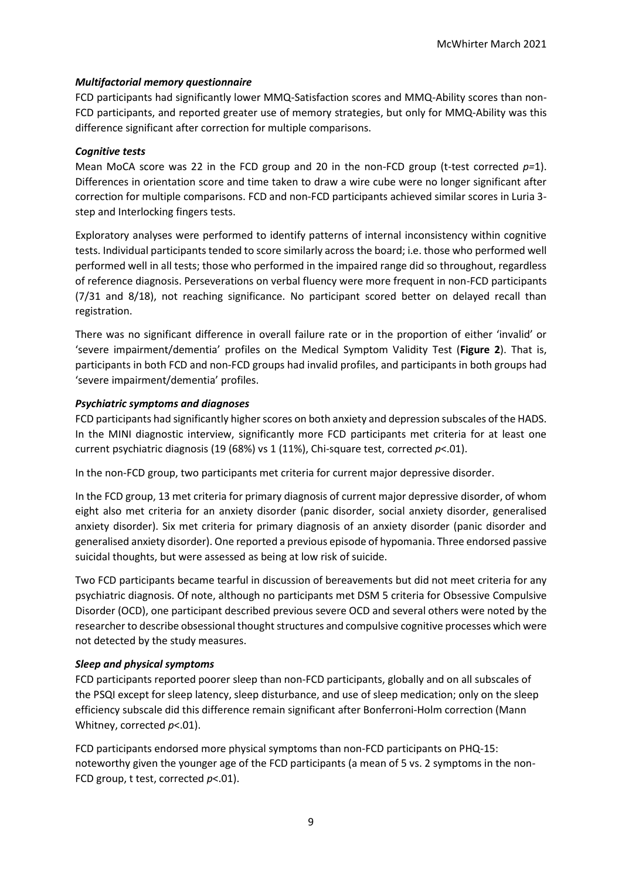### *Multifactorial memory questionnaire*

FCD participants had significantly lower MMQ-Satisfaction scores and MMQ-Ability scores than non-FCD participants, and reported greater use of memory strategies, but only for MMQ-Ability was this difference significant after correction for multiple comparisons.

### *Cognitive tests*

Mean MoCA score was 22 in the FCD group and 20 in the non-FCD group (t-test corrected $p$=1). Differences in orientation score and time taken to draw a wire cube were no longer significant after correction for multiple comparisons. FCD and non-FCD participants achieved similar scores in Luria 3-step and Interlocking fingers tests.

Exploratory analyses were performed to identify patterns of internal inconsistency within cognitive tests. Individual participants tended to score similarly across the board; i.e. those who performed well performed well in all tests; those who performed in the impaired range did so throughout, regardless of reference diagnosis. Perseverations on verbal fluency were more frequent in non-FCD participants (7/31 and 8/18), not reaching significance. No participant scored better on delayed recall than registration.

There was no significant difference in overall failure rate or in the proportion of either 'invalid' or 'severe impairment/dementia' profiles on the Medical Symptom Validity Test (**Figure 2**). That is, participants in both FCD and non-FCD groups had invalid profiles, and participants in both groups had 'severe impairment/dementia' profiles.

### *Psychiatric symptoms and diagnoses*

FCD participants had significantly higher scores on both anxiety and depression subscales of the HADS. In the MINI diagnostic interview, significantly more FCD participants met criteria for at least one current psychiatric diagnosis (19 (68%) vs 1 (11%), Chi-square test, corrected $p$<.01).

In the non-FCD group, two participants met criteria for current major depressive disorder.

In the FCD group, 13 met criteria for primary diagnosis of current major depressive disorder, of whom eight also met criteria for an anxiety disorder (panic disorder, social anxiety disorder, generalised anxiety disorder). Six met criteria for primary diagnosis of an anxiety disorder (panic disorder and generalised anxiety disorder). One reported a previous episode of hypomania. Three endorsed passive suicidal thoughts, but were assessed as being at low risk of suicide.

Two FCD participants became tearful in discussion of bereavements but did not meet criteria for any psychiatric diagnosis. Of note, although no participants met DSM 5 criteria for Obsessive Compulsive Disorder (OCD), one participant described previous severe OCD and several others were noted by the researcher to describe obsessional thought structures and compulsive cognitive processes which were not detected by the study measures.

### *Sleep and physical symptoms*

FCD participants reported poorer sleep than non-FCD participants, globally and on all subscales of the PSQI except for sleep latency, sleep disturbance, and use of sleep medication; only on the sleep efficiency subscale did this difference remain significant after Bonferroni-Holm correction (Mann Whitney, corrected $p$<.01).

FCD participants endorsed more physical symptoms than non-FCD participants on PHQ-15: noteworthy given the younger age of the FCD participants (a mean of 5 vs. 2 symptoms in the non-FCD group, t test, corrected $p$<.01).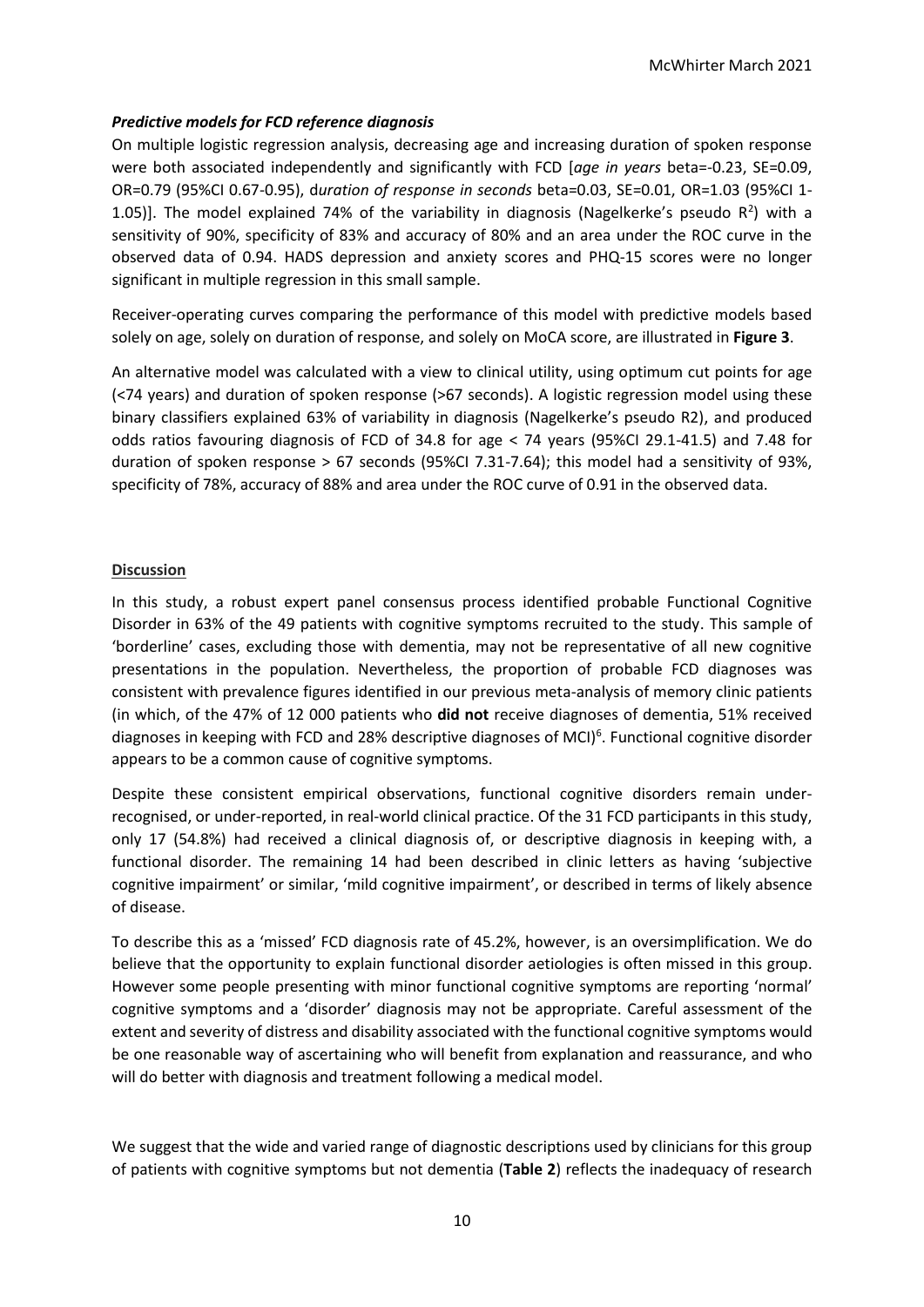### *Predictive models for FCD reference diagnosis*

On multiple logistic regression analysis, decreasing age and increasing duration of spoken response were both associated independently and significantly with FCD [*age in years* beta=-0.23, SE=0.09, OR=0.79 (95%CI 0.67-0.95), d*uration of response in seconds* beta=0.03, SE=0.01, OR=1.03 (95%CI 1-1.05)]. The model explained 74% of the variability in diagnosis (Nagelkerke's pseudo $R^2$) with a sensitivity of 90%, specificity of 83% and accuracy of 80% and an area under the ROC curve in the observed data of 0.94. HADS depression and anxiety scores and PHQ-15 scores were no longer significant in multiple regression in this small sample.

Receiver-operating curves comparing the performance of this model with predictive models based solely on age, solely on duration of response, and solely on MoCA score, are illustrated in **Figure 3**.

An alternative model was calculated with a view to clinical utility, using optimum cut points for age (<74 years) and duration of spoken response (>67 seconds). A logistic regression model using these binary classifiers explained 63% of variability in diagnosis (Nagelkerke's pseudo R2), and produced odds ratios favouring diagnosis of FCD of 34.8 for age < 74 years (95%CI 29.1-41.5) and 7.48 for duration of spoken response > 67 seconds (95%CI 7.31-7.64); this model had a sensitivity of 93%, specificity of 78%, accuracy of 88% and area under the ROC curve of 0.91 in the observed data.

## Discussion

In this study, a robust expert panel consensus process identified probable Functional Cognitive Disorder in 63% of the 49 patients with cognitive symptoms recruited to the study. This sample of 'borderline' cases, excluding those with dementia, may not be representative of all new cognitive presentations in the population. Nevertheless, the proportion of probable FCD diagnoses was consistent with prevalence figures identified in our previous meta-analysis of memory clinic patients (in which, of the 47% of 12 000 patients who **did not** receive diagnoses of dementia, 51% received diagnoses in keeping with FCD and 28% descriptive diagnoses of MCI)[6]. Functional cognitive disorder appears to be a common cause of cognitive symptoms.

Despite these consistent empirical observations, functional cognitive disorders remain under-recognised, or under-reported, in real-world clinical practice. Of the 31 FCD participants in this study, only 17 (54.8%) had received a clinical diagnosis of, or descriptive diagnosis in keeping with, a functional disorder. The remaining 14 had been described in clinic letters as having 'subjective cognitive impairment' or similar, 'mild cognitive impairment', or described in terms of likely absence of disease.

To describe this as a 'missed' FCD diagnosis rate of 45.2%, however, is an oversimplification. We do believe that the opportunity to explain functional disorder aetiologies is often missed in this group. However some people presenting with minor functional cognitive symptoms are reporting 'normal' cognitive symptoms and a 'disorder' diagnosis may not be appropriate. Careful assessment of the extent and severity of distress and disability associated with the functional cognitive symptoms would be one reasonable way of ascertaining who will benefit from explanation and reassurance, and who will do better with diagnosis and treatment following a medical model.

We suggest that the wide and varied range of diagnostic descriptions used by clinicians for this group of patients with cognitive symptoms but not dementia (**Table 2**) reflects the inadequacy of research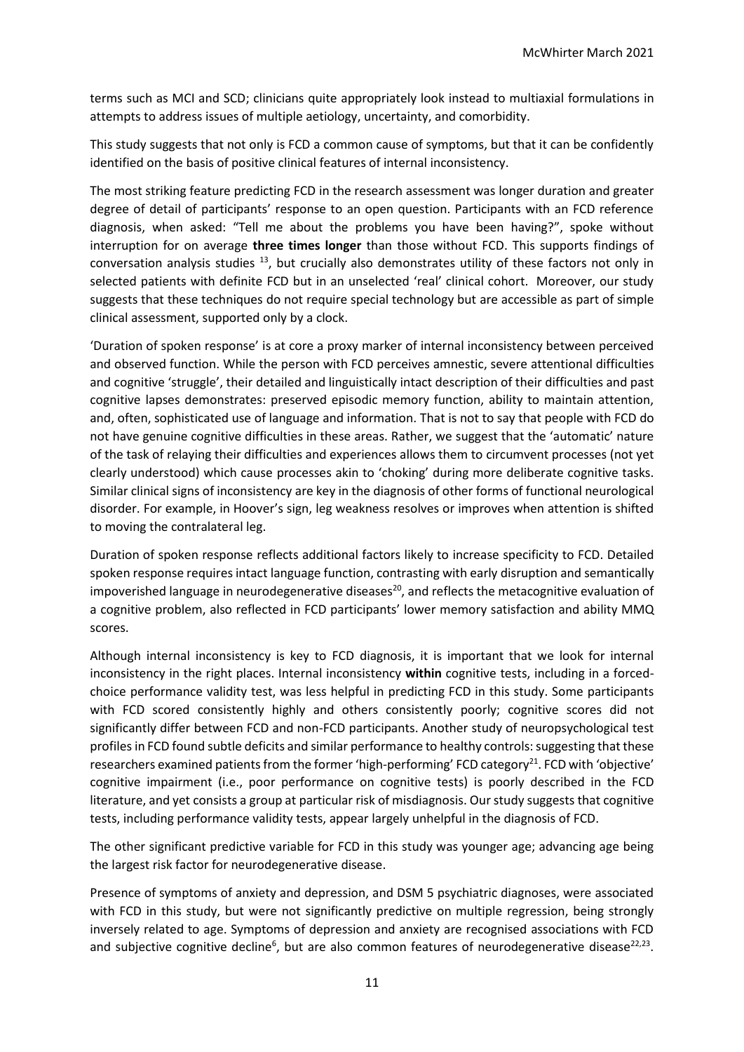terms such as MCI and SCD; clinicians quite appropriately look instead to multiaxial formulations in attempts to address issues of multiple aetiology, uncertainty, and comorbidity.

This study suggests that not only is FCD a common cause of symptoms, but that it can be confidently identified on the basis of positive clinical features of internal inconsistency.

The most striking feature predicting FCD in the research assessment was longer duration and greater degree of detail of participants' response to an open question. Participants with an FCD reference diagnosis, when asked: "Tell me about the problems you have been having?", spoke without interruption for on average **three times longer** than those without FCD. This supports findings of conversation analysis studies [13], but crucially also demonstrates utility of these factors not only in selected patients with definite FCD but in an unselected 'real' clinical cohort. Moreover, our study suggests that these techniques do not require special technology but are accessible as part of simple clinical assessment, supported only by a clock.

'Duration of spoken response' is at core a proxy marker of internal inconsistency between perceived and observed function. While the person with FCD perceives amnestic, severe attentional difficulties and cognitive 'struggle', their detailed and linguistically intact description of their difficulties and past cognitive lapses demonstrates: preserved episodic memory function, ability to maintain attention, and, often, sophisticated use of language and information. That is not to say that people with FCD do not have genuine cognitive difficulties in these areas. Rather, we suggest that the 'automatic' nature of the task of relaying their difficulties and experiences allows them to circumvent processes (not yet clearly understood) which cause processes akin to 'choking' during more deliberate cognitive tasks. Similar clinical signs of inconsistency are key in the diagnosis of other forms of functional neurological disorder. For example, in Hoover's sign, leg weakness resolves or improves when attention is shifted to moving the contralateral leg.

Duration of spoken response reflects additional factors likely to increase specificity to FCD. Detailed spoken response requires intact language function, contrasting with early disruption and semantically impoverished language in neurodegenerative diseases[20], and reflects the metacognitive evaluation of a cognitive problem, also reflected in FCD participants' lower memory satisfaction and ability MMQ scores.

Although internal inconsistency is key to FCD diagnosis, it is important that we look for internal inconsistency in the right places. Internal inconsistency **within** cognitive tests, including in a forced-choice performance validity test, was less helpful in predicting FCD in this study. Some participants with FCD scored consistently highly and others consistently poorly; cognitive scores did not significantly differ between FCD and non-FCD participants. Another study of neuropsychological test profiles in FCD found subtle deficits and similar performance to healthy controls: suggesting that these researchers examined patients from the former 'high-performing' FCD category[21]. FCD with 'objective' cognitive impairment (i.e., poor performance on cognitive tests) is poorly described in the FCD literature, and yet consists a group at particular risk of misdiagnosis. Our study suggests that cognitive tests, including performance validity tests, appear largely unhelpful in the diagnosis of FCD.

The other significant predictive variable for FCD in this study was younger age; advancing age being the largest risk factor for neurodegenerative disease.

Presence of symptoms of anxiety and depression, and DSM 5 psychiatric diagnoses, were associated with FCD in this study, but were not significantly predictive on multiple regression, being strongly inversely related to age. Symptoms of depression and anxiety are recognised associations with FCD and subjective cognitive decline[6], but are also common features of neurodegenerative disease[22,23].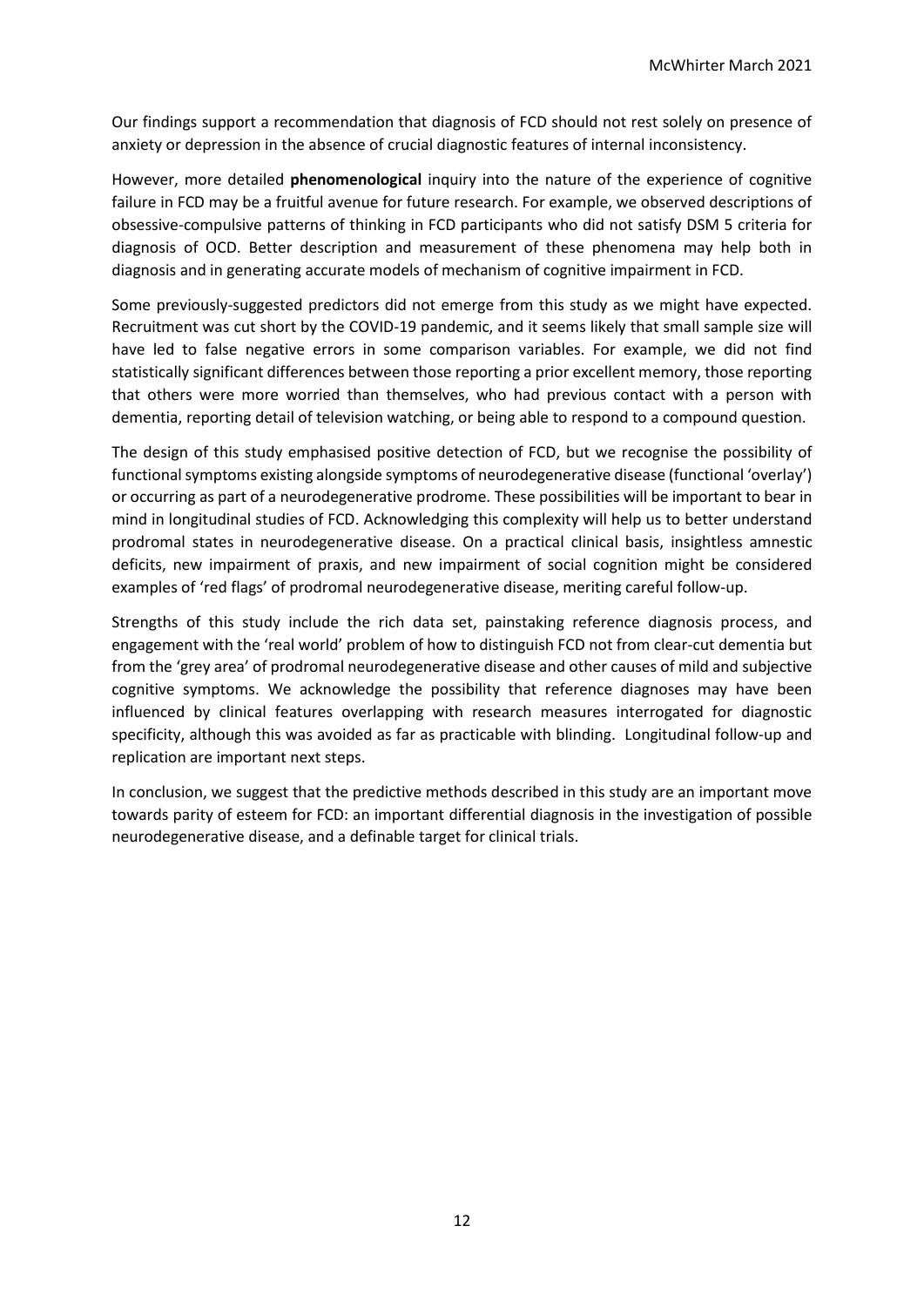Our findings support a recommendation that diagnosis of FCD should not rest solely on presence of anxiety or depression in the absence of crucial diagnostic features of internal inconsistency.

However, more detailed **phenomenological** inquiry into the nature of the experience of cognitive failure in FCD may be a fruitful avenue for future research. For example, we observed descriptions of obsessive-compulsive patterns of thinking in FCD participants who did not satisfy DSM 5 criteria for diagnosis of OCD. Better description and measurement of these phenomena may help both in diagnosis and in generating accurate models of mechanism of cognitive impairment in FCD.

Some previously-suggested predictors did not emerge from this study as we might have expected. Recruitment was cut short by the COVID-19 pandemic, and it seems likely that small sample size will have led to false negative errors in some comparison variables. For example, we did not find statistically significant differences between those reporting a prior excellent memory, those reporting that others were more worried than themselves, who had previous contact with a person with dementia, reporting detail of television watching, or being able to respond to a compound question.

The design of this study emphasised positive detection of FCD, but we recognise the possibility of functional symptoms existing alongside symptoms of neurodegenerative disease (functional 'overlay') or occurring as part of a neurodegenerative prodrome. These possibilities will be important to bear in mind in longitudinal studies of FCD. Acknowledging this complexity will help us to better understand prodromal states in neurodegenerative disease. On a practical clinical basis, insightless amnestic deficits, new impairment of praxis, and new impairment of social cognition might be considered examples of 'red flags' of prodromal neurodegenerative disease, meriting careful follow-up.

Strengths of this study include the rich data set, painstaking reference diagnosis process, and engagement with the 'real world' problem of how to distinguish FCD not from clear-cut dementia but from the 'grey area' of prodromal neurodegenerative disease and other causes of mild and subjective cognitive symptoms. We acknowledge the possibility that reference diagnoses may have been influenced by clinical features overlapping with research measures interrogated for diagnostic specificity, although this was avoided as far as practicable with blinding. Longitudinal follow-up and replication are important next steps.

In conclusion, we suggest that the predictive methods described in this study are an important move towards parity of esteem for FCD: an important differential diagnosis in the investigation of possible neurodegenerative disease, and a definable target for clinical trials.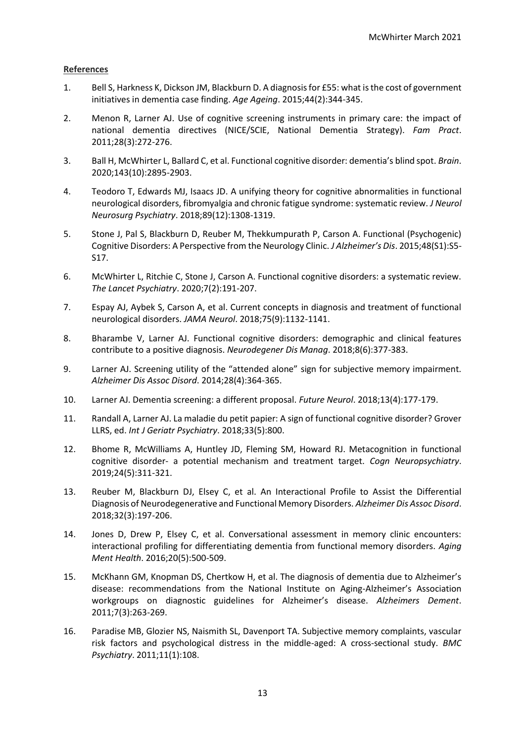**References**

1. Bell S, Harkness K, Dickson JM, Blackburn D. A diagnosis for £55: what is the cost of government initiatives in dementia case finding. *Age Ageing*. 2015;44(2):344-345.
2. Menon R, Larner AJ. Use of cognitive screening instruments in primary care: the impact of national dementia directives (NICE/SCIE, National Dementia Strategy). *Fam Pract*. 2011;28(3):272-276.
3. Ball H, McWhirter L, Ballard C, et al. Functional cognitive disorder: dementia's blind spot. *Brain*. 2020;143(10):2895-2903.
4. Teodoro T, Edwards MJ, Isaacs JD. A unifying theory for cognitive abnormalities in functional neurological disorders, fibromyalgia and chronic fatigue syndrome: systematic review. *J Neurol Neurosurg Psychiatry*. 2018;89(12):1308-1319.
5. Stone J, Pal S, Blackburn D, Reuber M, Thekkumpurath P, Carson A. Functional (Psychogenic) Cognitive Disorders: A Perspective from the Neurology Clinic. *J Alzheimer's Dis*. 2015;48(S1):S5-S17.
6. McWhirter L, Ritchie C, Stone J, Carson A. Functional cognitive disorders: a systematic review. *The Lancet Psychiatry*. 2020;7(2):191-207.
7. Espay AJ, Aybek S, Carson A, et al. Current concepts in diagnosis and treatment of functional neurological disorders. *JAMA Neurol*. 2018;75(9):1132-1141.
8. Bharambe V, Larner AJ. Functional cognitive disorders: demographic and clinical features contribute to a positive diagnosis. *Neurodegener Dis Manag*. 2018;8(6):377-383.
9. Larner AJ. Screening utility of the "attended alone" sign for subjective memory impairment. *Alzheimer Dis Assoc Disord*. 2014;28(4):364-365.
10. Larner AJ. Dementia screening: a different proposal. *Future Neurol*. 2018;13(4):177-179.
11. Randall A, Larner AJ. La maladie du petit papier: A sign of functional cognitive disorder? Grover LLRS, ed. *Int J Geriatr Psychiatry*. 2018;33(5):800.
12. Bhome R, McWilliams A, Huntley JD, Fleming SM, Howard RJ. Metacognition in functional cognitive disorder- a potential mechanism and treatment target. *Cogn Neuropsychiatry*. 2019;24(5):311-321.
13. Reuber M, Blackburn DJ, Elsey C, et al. An Interactional Profile to Assist the Differential Diagnosis of Neurodegenerative and Functional Memory Disorders. *Alzheimer Dis Assoc Disord*. 2018;32(3):197-206.
14. Jones D, Drew P, Elsey C, et al. Conversational assessment in memory clinic encounters: interactional profiling for differentiating dementia from functional memory disorders. *Aging Ment Health*. 2016;20(5):500-509.
15. McKhann GM, Knopman DS, Chertkow H, et al. The diagnosis of dementia due to Alzheimer's disease: recommendations from the National Institute on Aging-Alzheimer's Association workgroups on diagnostic guidelines for Alzheimer's disease. *Alzheimers Dement*. 2011;7(3):263-269.
16. Paradise MB, Glozier NS, Naismith SL, Davenport TA. Subjective memory complaints, vascular risk factors and psychological distress in the middle-aged: A cross-sectional study. *BMC Psychiatry*. 2011;11(1):108.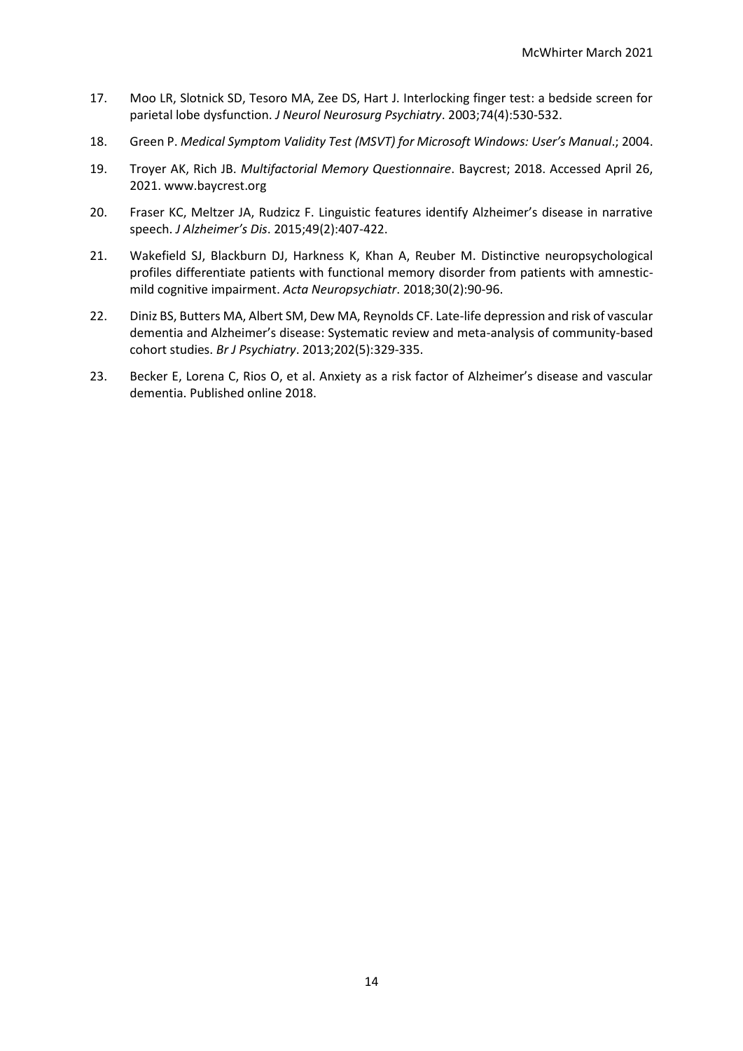17. Moo LR, Slotnick SD, Tesoro MA, Zee DS, Hart J. Interlocking finger test: a bedside screen for parietal lobe dysfunction. *J Neurol Neurosurg Psychiatry*. 2003;74(4):530-532.

18. Green P. *Medical Symptom Validity Test (MSVT) for Microsoft Windows: User's Manual*.; 2004.

19. Troyer AK, Rich JB. *Multifactorial Memory Questionnaire*. Baycrest; 2018. Accessed April 26, 2021. www.baycrest.org

20. Fraser KC, Meltzer JA, Rudzicz F. Linguistic features identify Alzheimer's disease in narrative speech. *J Alzheimer's Dis*. 2015;49(2):407-422.

21. Wakefield SJ, Blackburn DJ, Harkness K, Khan A, Reuber M. Distinctive neuropsychological profiles differentiate patients with functional memory disorder from patients with amnestic-mild cognitive impairment. *Acta Neuropsychiatr*. 2018;30(2):90-96.

22. Diniz BS, Butters MA, Albert SM, Dew MA, Reynolds CF. Late-life depression and risk of vascular dementia and Alzheimer's disease: Systematic review and meta-analysis of community-based cohort studies. *Br J Psychiatry*. 2013;202(5):329-335.

23. Becker E, Lorena C, Rios O, et al. Anxiety as a risk factor of Alzheimer's disease and vascular dementia. Published online 2018.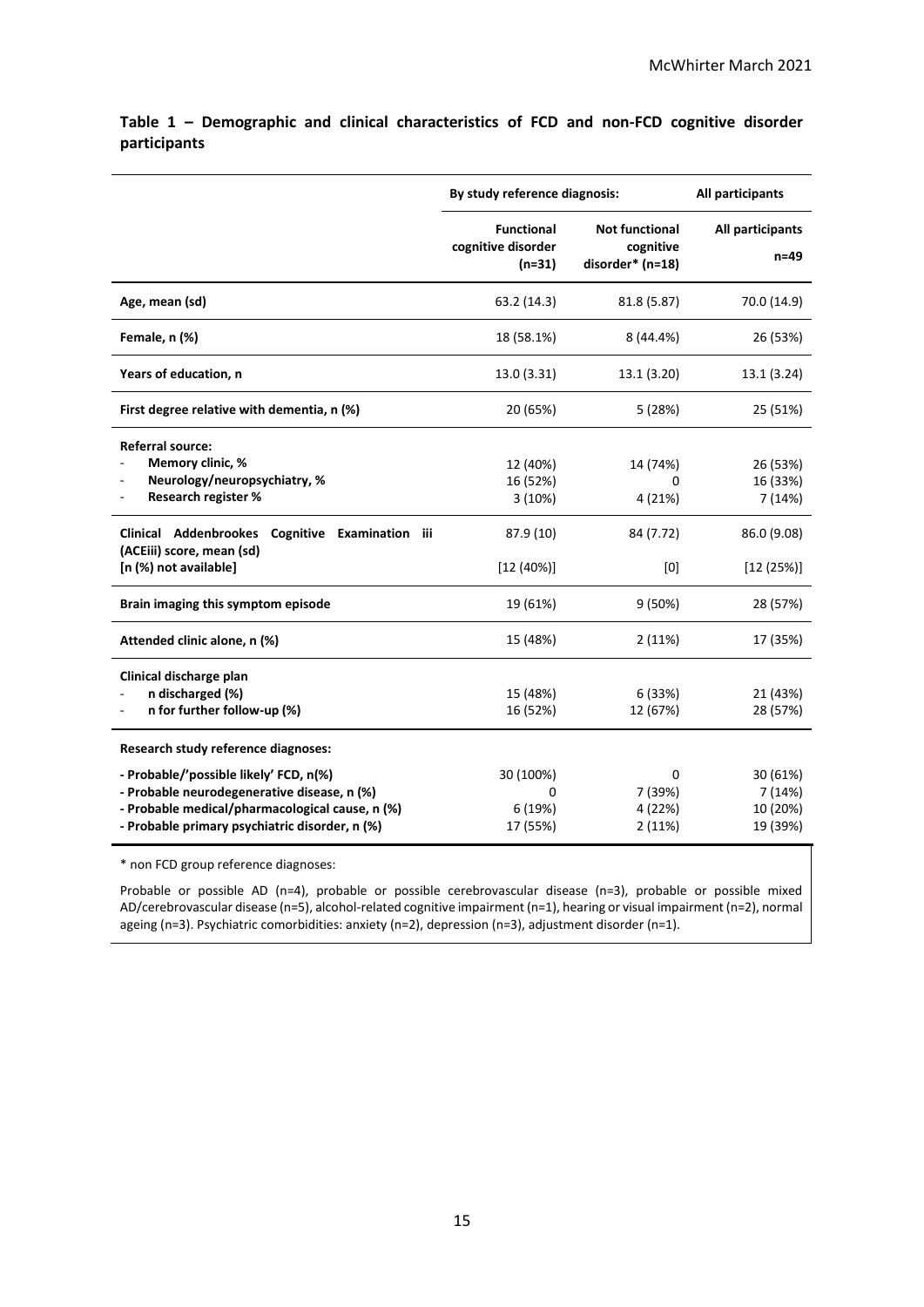**Table 1 – Demographic and clinical characteristics of FCD and non-FCD cognitive disorder participants**

| | By study reference diagnosis: | | All participants |
|---|---|---|---|
| | **Functional cognitive disorder (n=31)** | **Not functional cognitive disorder* (n=18)** | **All participants n=49** |
| **Age, mean (sd)** | 63.2 (14.3) | 81.8 (5.87) | 70.0 (14.9) |
| **Female, n (%)** | 18 (58.1%) | 8 (44.4%) | 26 (53%) |
| **Years of education, n** | 13.0 (3.31) | 13.1 (3.20) | 13.1 (3.24) |
| **First degree relative with dementia, n (%)** | 20 (65%) | 5 (28%) | 25 (51%) |
| **Referral source:** | | | |
| - **Memory clinic, %** | 12 (40%) | 14 (74%) | 26 (53%) |
| - **Neurology/neuropsychiatry, %** | 16 (52%) | 0 | 16 (33%) |
| - **Research register %** | 3 (10%) | 4 (21%) | 7 (14%) |
| **Clinical Addenbrookes Cognitive Examination iii (ACEiii) score, mean (sd)** | 87.9 (10) | 84 (7.72) | 86.0 (9.08) |
| **[n (%) not available]** | [12 (40%)] | [0] | [12 (25%)] |
| **Brain imaging this symptom episode** | 19 (61%) | 9 (50%) | 28 (57%) |
| **Attended clinic alone, n (%)** | 15 (48%) | 2 (11%) | 17 (35%) |
| **Clinical discharge plan** | | | |
| - **n discharged (%)** | 15 (48%) | 6 (33%) | 21 (43%) |
| - **n for further follow-up (%)** | 16 (52%) | 12 (67%) | 28 (57%) |
| **Research study reference diagnoses:** | | | |
| **- Probable/'possible likely' FCD, n(%)** | 30 (100%) | 0 | 30 (61%) |
| **- Probable neurodegenerative disease, n (%)** | 0 | 7 (39%) | 7 (14%) |
| **- Probable medical/pharmacological cause, n (%)** | 6 (19%) | 4 (22%) | 10 (20%) |
| **- Probable primary psychiatric disorder, n (%)** | 17 (55%) | 2 (11%) | 19 (39%) |

* non FCD group reference diagnoses:

Probable or possible AD (n=4), probable or possible cerebrovascular disease (n=3), probable or possible mixed AD/cerebrovascular disease (n=5), alcohol-related cognitive impairment (n=1), hearing or visual impairment (n=2), normal ageing (n=3). Psychiatric comorbidities: anxiety (n=2), depression (n=3), adjustment disorder (n=1).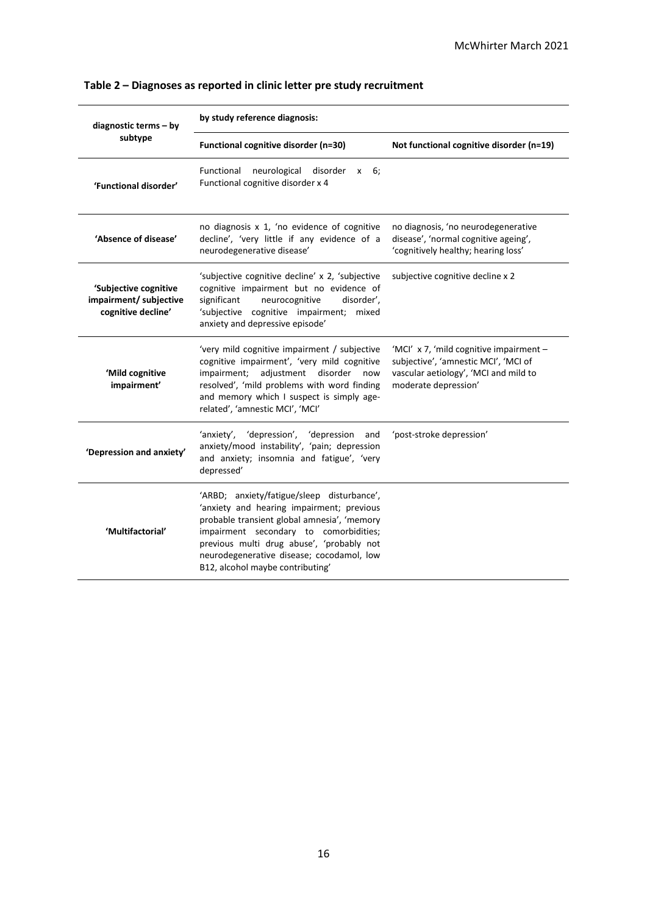**Table 2 – Diagnoses as reported in clinic letter pre study recruitment**

| diagnostic terms – by subtype | by study reference diagnosis: | |
|---|---|---|
| | **Functional cognitive disorder (n=30)** | **Not functional cognitive disorder (n=19)** |
| **'Functional disorder'** | Functional neurological disorder x 6; Functional cognitive disorder x 4 | |
| **'Absence of disease'** | no diagnosis x 1, 'no evidence of cognitive decline', 'very little if any evidence of a neurodegenerative disease' | no diagnosis, 'no neurodegenerative disease', 'normal cognitive ageing', 'cognitively healthy; hearing loss' |
| **'Subjective cognitive impairment/ subjective cognitive decline'** | 'subjective cognitive decline' x 2, 'subjective cognitive impairment but no evidence of significant neurocognitive disorder', 'subjective cognitive impairment; mixed anxiety and depressive episode' | subjective cognitive decline x 2 |
| **'Mild cognitive impairment'** | 'very mild cognitive impairment / subjective cognitive impairment', 'very mild cognitive impairment; adjustment disorder now resolved', 'mild problems with word finding and memory which I suspect is simply age-related', 'amnestic MCI', 'MCI' | 'MCI' x 7, 'mild cognitive impairment – subjective', 'amnestic MCI', 'MCI of vascular aetiology', 'MCI and mild to moderate depression' |
| **'Depression and anxiety'** | 'anxiety', 'depression', 'depression and anxiety/mood instability', 'pain; depression and anxiety; insomnia and fatigue', 'very depressed' | 'post-stroke depression' |
| **'Multifactorial'** | 'ARBD; anxiety/fatigue/sleep disturbance', 'anxiety and hearing impairment; previous probable transient global amnesia', 'memory impairment secondary to comorbidities; previous multi drug abuse', 'probably not neurodegenerative disease; cocodamol, low B12, alcohol maybe contributing' | |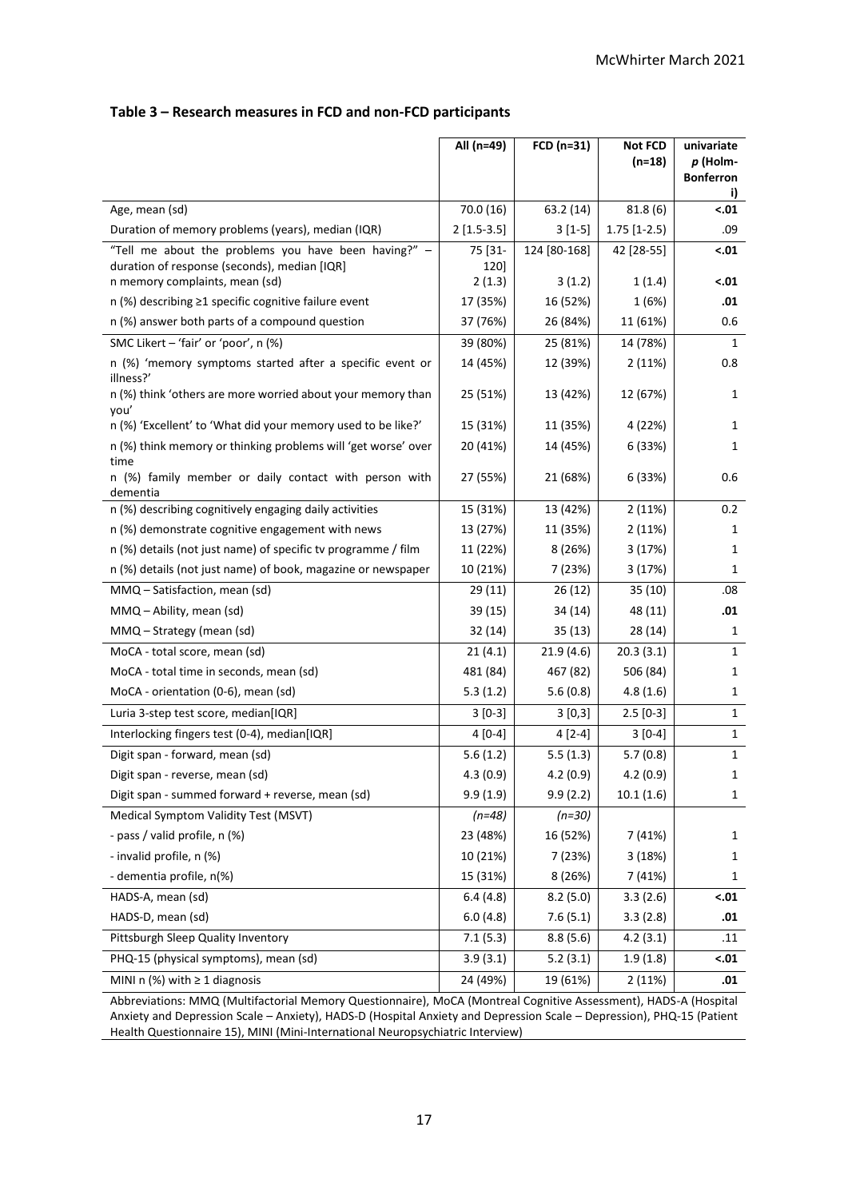**Table 3 – Research measures in FCD and non-FCD participants**

| | All (n=49) | FCD (n=31) | Not FCD (n=18) | univariate *p* (Holm-Bonferroni) |
|---|---|---|---|---|
| Age, mean (sd) | 70.0 (16) | 63.2 (14) | 81.8 (6) | **<.01** |
| Duration of memory problems (years), median (IQR) | 2 [1.5-3.5] | 3 [1-5] | 1.75 [1-2.5] | .09 |
| "Tell me about the problems you have been having?" – duration of response (seconds), median [IQR] | 75 [31-120] | 124 [80-168] | 42 [28-55] | **<.01** |
| n memory complaints, mean (sd) | 2 (1.3) | 3 (1.2) | 1 (1.4) | **<.01** |
| n (%) describing ≥1 specific cognitive failure event | 17 (35%) | 16 (52%) | 1 (6%) | **.01** |
| n (%) answer both parts of a compound question | 37 (76%) | 26 (84%) | 11 (61%) | 0.6 |
| SMC Likert – 'fair' or 'poor', n (%) | 39 (80%) | 25 (81%) | 14 (78%) | 1 |
| n (%) 'memory symptoms started after a specific event or illness?' | 14 (45%) | 12 (39%) | 2 (11%) | 0.8 |
| n (%) think 'others are more worried about your memory than you' | 25 (51%) | 13 (42%) | 12 (67%) | 1 |
| n (%) 'Excellent' to 'What did your memory used to be like?' | 15 (31%) | 11 (35%) | 4 (22%) | 1 |
| n (%) think memory or thinking problems will 'get worse' over time | 20 (41%) | 14 (45%) | 6 (33%) | 1 |
| n (%) family member or daily contact with person with dementia | 27 (55%) | 21 (68%) | 6 (33%) | 0.6 |
| n (%) describing cognitively engaging daily activities | 15 (31%) | 13 (42%) | 2 (11%) | 0.2 |
| n (%) demonstrate cognitive engagement with news | 13 (27%) | 11 (35%) | 2 (11%) | 1 |
| n (%) details (not just name) of specific tv programme / film | 11 (22%) | 8 (26%) | 3 (17%) | 1 |
| n (%) details (not just name) of book, magazine or newspaper | 10 (21%) | 7 (23%) | 3 (17%) | 1 |
| MMQ – Satisfaction, mean (sd) | 29 (11) | 26 (12) | 35 (10) | .08 |
| MMQ – Ability, mean (sd) | 39 (15) | 34 (14) | 48 (11) | **.01** |
| MMQ – Strategy (mean (sd) | 32 (14) | 35 (13) | 28 (14) | 1 |
| MoCA - total score, mean (sd) | 21 (4.1) | 21.9 (4.6) | 20.3 (3.1) | 1 |
| MoCA - total time in seconds, mean (sd) | 481 (84) | 467 (82) | 506 (84) | 1 |
| MoCA - orientation (0-6), mean (sd) | 5.3 (1.2) | 5.6 (0.8) | 4.8 (1.6) | 1 |
| Luria 3-step test score, median[IQR] | 3 [0-3] | 3 [0,3] | 2.5 [0-3] | 1 |
| Interlocking fingers test (0-4), median[IQR] | 4 [0-4] | 4 [2-4] | 3 [0-4] | 1 |
| Digit span - forward, mean (sd) | 5.6 (1.2) | 5.5 (1.3) | 5.7 (0.8) | 1 |
| Digit span - reverse, mean (sd) | 4.3 (0.9) | 4.2 (0.9) | 4.2 (0.9) | 1 |
| Digit span - summed forward + reverse, mean (sd) | 9.9 (1.9) | 9.9 (2.2) | 10.1 (1.6) | 1 |
| Medical Symptom Validity Test (MSVT) | *(n=48)* | *(n=30)* | | |
| - pass / valid profile, n (%) | 23 (48%) | 16 (52%) | 7 (41%) | 1 |
| - invalid profile, n (%) | 10 (21%) | 7 (23%) | 3 (18%) | 1 |
| - dementia profile, n(%) | 15 (31%) | 8 (26%) | 7 (41%) | 1 |
| HADS-A, mean (sd) | 6.4 (4.8) | 8.2 (5.0) | 3.3 (2.6) | **<.01** |
| HADS-D, mean (sd) | 6.0 (4.8) | 7.6 (5.1) | 3.3 (2.8) | **.01** |
| Pittsburgh Sleep Quality Inventory | 7.1 (5.3) | 8.8 (5.6) | 4.2 (3.1) | .11 |
| PHQ-15 (physical symptoms), mean (sd) | 3.9 (3.1) | 5.2 (3.1) | 1.9 (1.8) | **<.01** |
| MINI n (%) with ≥ 1 diagnosis | 24 (49%) | 19 (61%) | 2 (11%) | **.01** |

Abbreviations: MMQ (Multifactorial Memory Questionnaire), MoCA (Montreal Cognitive Assessment), HADS-A (Hospital Anxiety and Depression Scale – Anxiety), HADS-D (Hospital Anxiety and Depression Scale – Depression), PHQ-15 (Patient Health Questionnaire 15), MINI (Mini-International Neuropsychiatric Interview)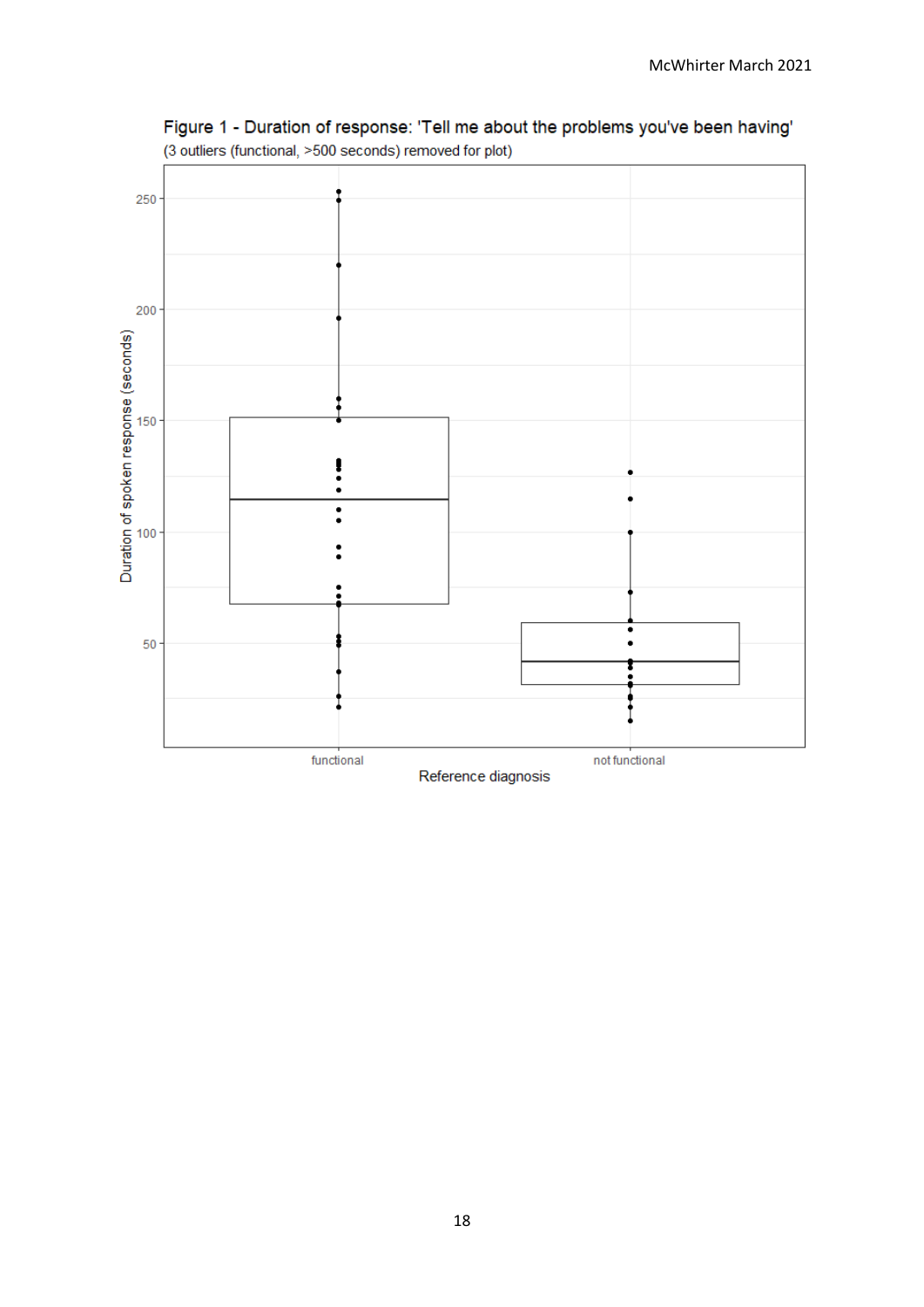Figure 1 - Duration of response: 'Tell me about the problems you've been having'
(3 outliers (functional, >500 seconds) removed for plot)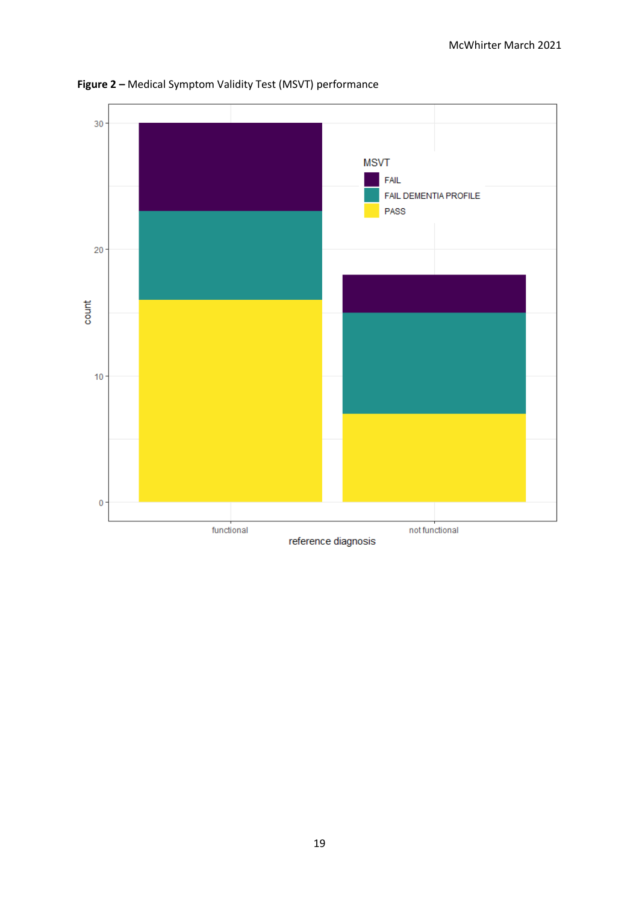**Figure 2 –** Medical Symptom Validity Test (MSVT) performance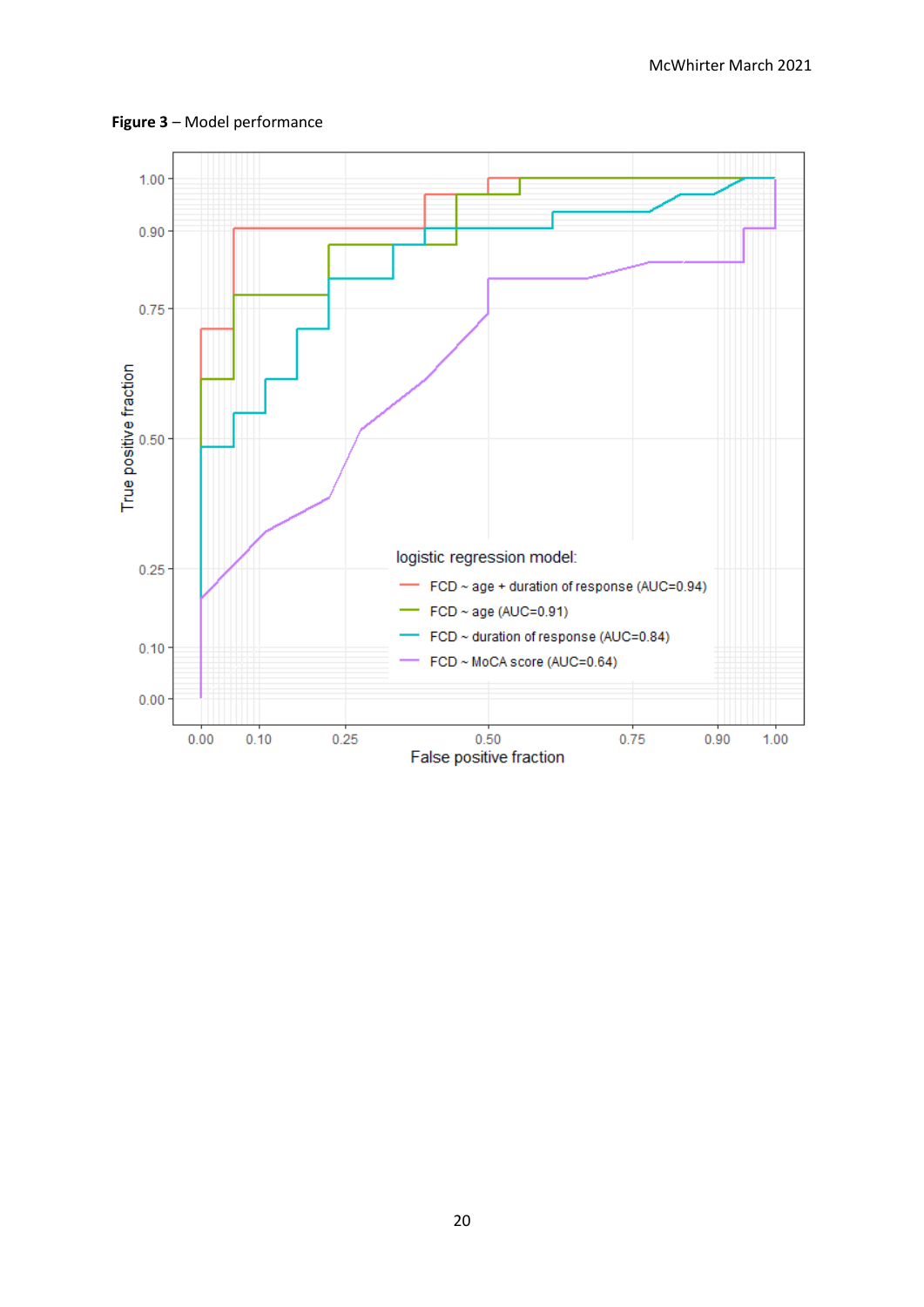**Figure 3** – Model performance

True positive fraction

1.00
0.90
0.75
0.50
0.25
0.10
0.00

False positive fraction

0.00
0.10
0.25
0.50
0.75
0.90
1.00

logistic regression model:

FCD ~ age + duration of response (AUC=0.94)

FCD ~ age (AUC=0.91)

FCD ~ duration of response (AUC=0.84)

FCD ~ MoCA score (AUC=0.64)